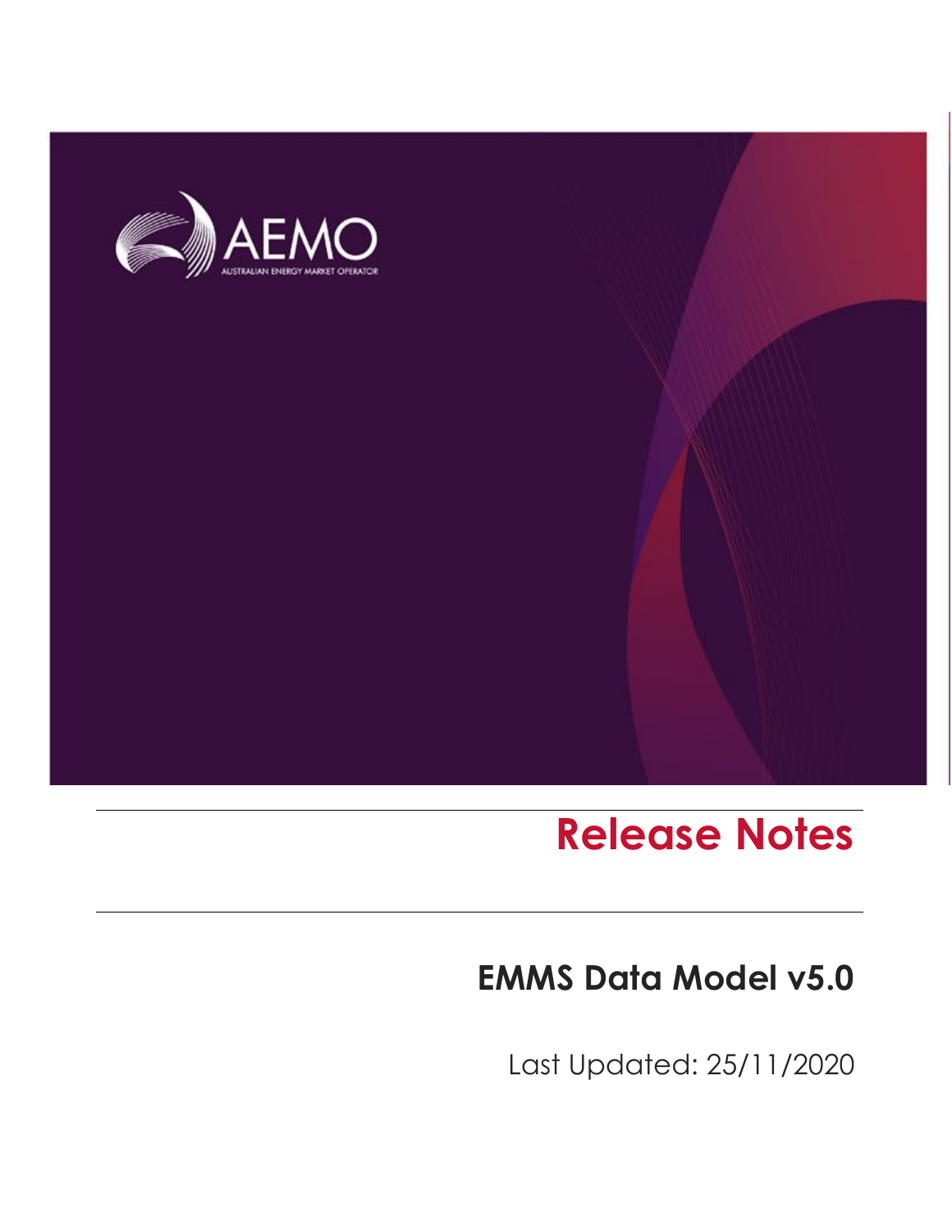AEMO

AUSTRALIAN ENERGY MARKET OPERATOR

# Release Notes

## EMMS Data Model v5.0

Last Updated: 25/11/2020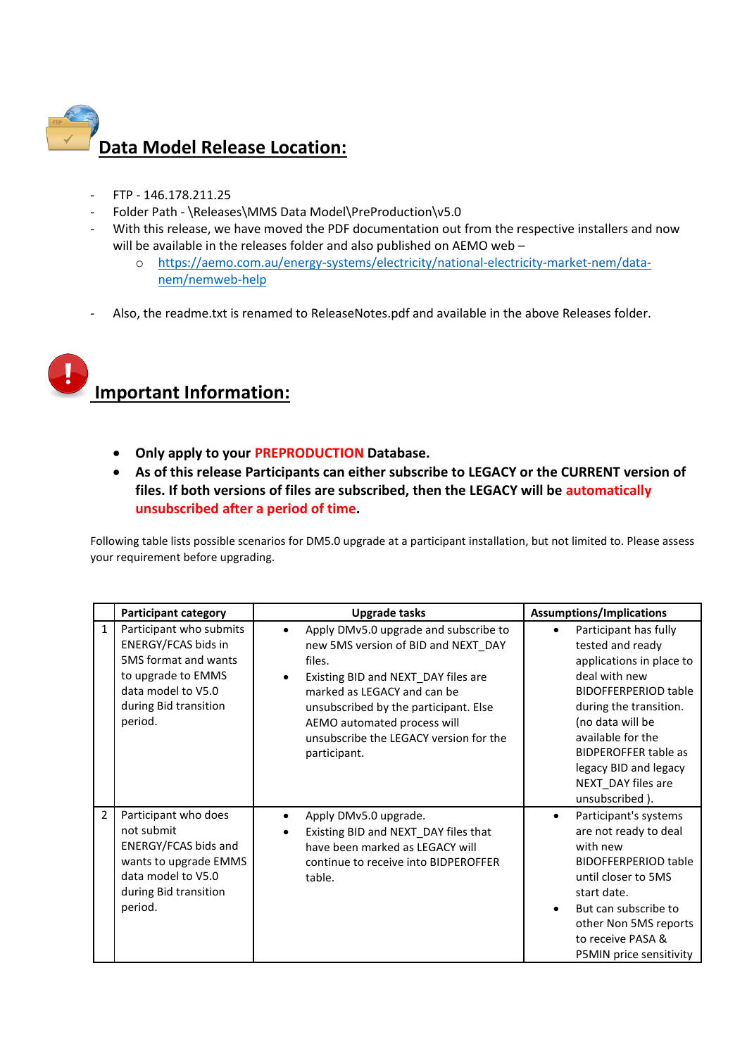## Data Model Release Location:

- FTP - 146.178.211.25
- Folder Path - \Releases\MMS Data Model\PreProduction\v5.0
- With this release, we have moved the PDF documentation out from the respective installers and now will be available in the releases folder and also published on AEMO web –
  - https://aemo.com.au/energy-systems/electricity/national-electricity-market-nem/data-nem/nemweb-help
- Also, the readme.txt is renamed to ReleaseNotes.pdf and available in the above Releases folder.

## Important Information:

- **Only apply to your PREPRODUCTION Database.**
- **As of this release Participants can either subscribe to LEGACY or the CURRENT version of files. If both versions of files are subscribed, then the LEGACY will be automatically unsubscribed after a period of time.**

Following table lists possible scenarios for DM5.0 upgrade at a participant installation, but not limited to. Please assess your requirement before upgrading.

| | Participant category | Upgrade tasks | Assumptions/Implications |
|---|---|---|---|
| 1 | Participant who submits ENERGY/FCAS bids in 5MS format and wants to upgrade to EMMS data model to V5.0 during Bid transition period. | • Apply DMv5.0 upgrade and subscribe to new 5MS version of BID and NEXT_DAY files.<br>• Existing BID and NEXT_DAY files are marked as LEGACY and can be unsubscribed by the participant. Else AEMO automated process will unsubscribe the LEGACY version for the participant. | • Participant has fully tested and ready applications in place to deal with new BIDOFFERPERIOD table during the transition. (no data will be available for the BIDPEROFFER table as legacy BID and legacy NEXT_DAY files are unsubscribed ). |
| 2 | Participant who does not submit ENERGY/FCAS bids and wants to upgrade EMMS data model to V5.0 during Bid transition period. | • Apply DMv5.0 upgrade.<br>• Existing BID and NEXT_DAY files that have been marked as LEGACY will continue to receive into BIDPEROFFER table. | • Participant's systems are not ready to deal with new BIDOFFERPERIOD table until closer to 5MS start date.<br>• But can subscribe to other Non 5MS reports to receive PASA & P5MIN price sensitivity |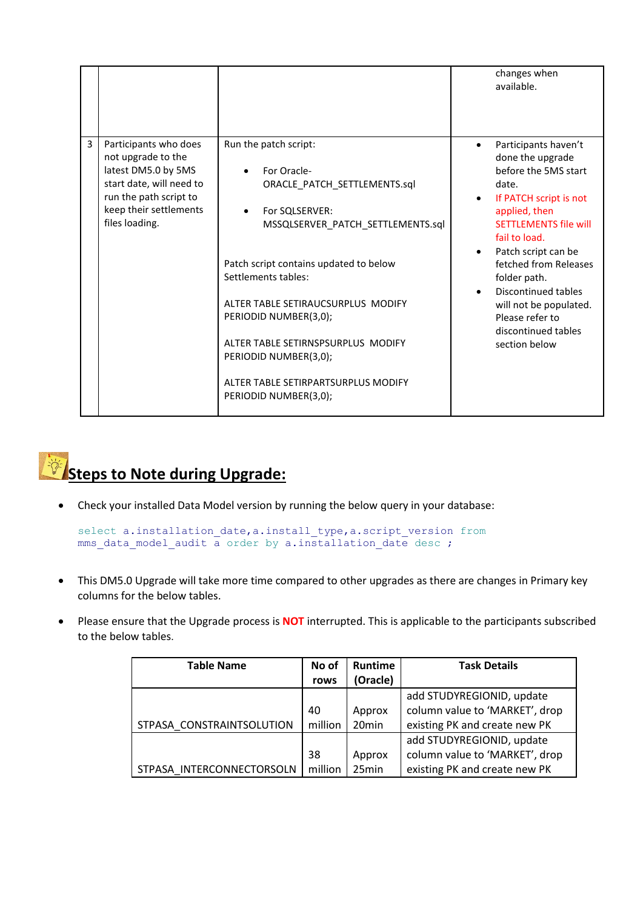| | | | |
|---|---|---|---|
| | | | changes when available. |
| 3 | Participants who does not upgrade to the latest DM5.0 by 5MS start date, will need to run the path script to keep their settlements files loading. | Run the patch script:<br><br>• For Oracle- ORACLE_PATCH_SETTLEMENTS.sql<br><br>• For SQLSERVER: MSSQLSERVER_PATCH_SETTLEMENTS.sql<br><br>Patch script contains updated to below Settlements tables:<br><br>ALTER TABLE SETIRAUCSURPLUS MODIFY PERIODID NUMBER(3,0);<br><br>ALTER TABLE SETIRNSPSURPLUS MODIFY PERIODID NUMBER(3,0);<br><br>ALTER TABLE SETIRPARTSURPLUS MODIFY PERIODID NUMBER(3,0); | • Participants haven't done the upgrade before the 5MS start date.<br>• If PATCH script is not applied, then SETTLEMENTS file will fail to load.<br>• Patch script can be fetched from Releases folder path.<br>• Discontinued tables will not be populated. Please refer to discontinued tables section below |

## Steps to Note during Upgrade:

- Check your installed Data Model version by running the below query in your database:

```
select a.installation_date,a.install_type,a.script_version from
mms_data_model_audit a order by a.installation_date desc ;
```

- This DM5.0 Upgrade will take more time compared to other upgrades as there are changes in Primary key columns for the below tables.
- Please ensure that the Upgrade process is **NOT** interrupted. This is applicable to the participants subscribed to the below tables.

| Table Name | No of rows | Runtime (Oracle) | Task Details |
|---|---|---|---|
| STPASA_CONSTRAINTSOLUTION | 40 million | Approx 20min | add STUDYREGIONID, update column value to 'MARKET', drop existing PK and create new PK |
| STPASA_INTERCONNECTORSOLN | 38 million | Approx 25min | add STUDYREGIONID, update column value to 'MARKET', drop existing PK and create new PK |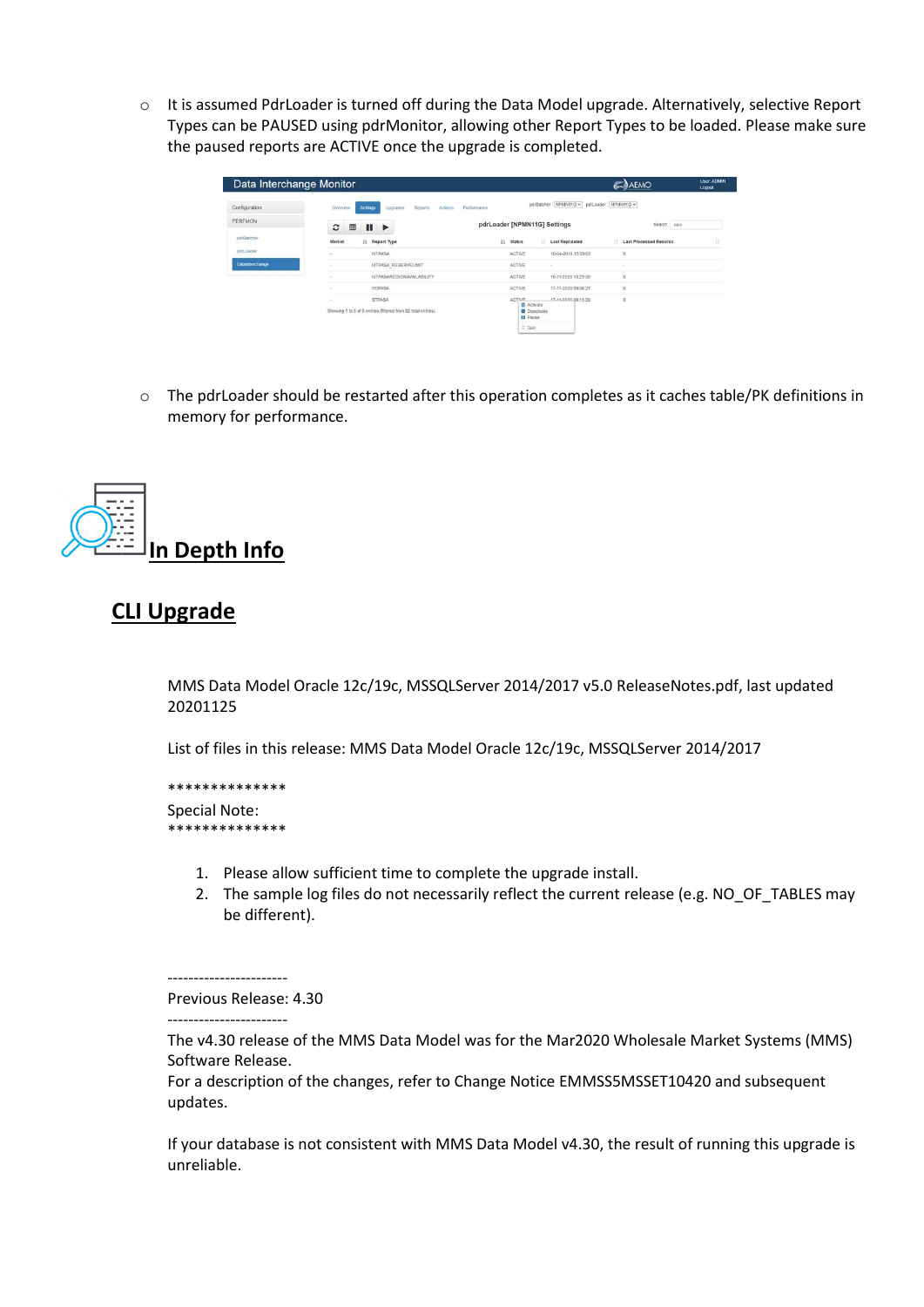- It is assumed PdrLoader is turned off during the Data Model upgrade. Alternatively, selective Report Types can be PAUSED using pdrMonitor, allowing other Report Types to be loaded. Please make sure the paused reports are ACTIVE once the upgrade is completed.

- The pdrLoader should be restarted after this operation completes as it caches table/PK definitions in memory for performance.

# In Depth Info

## CLI Upgrade

MMS Data Model Oracle 12c/19c, MSSQLServer 2014/2017 v5.0 ReleaseNotes.pdf, last updated 20201125

List of files in this release: MMS Data Model Oracle 12c/19c, MSSQLServer 2014/2017

**************
Special Note:
**************

1. Please allow sufficient time to complete the upgrade install.
2. The sample log files do not necessarily reflect the current release (e.g. NO_OF_TABLES may be different).

-----------------------
Previous Release: 4.30
-----------------------

The v4.30 release of the MMS Data Model was for the Mar2020 Wholesale Market Systems (MMS) Software Release.
For a description of the changes, refer to Change Notice EMMSS5MSSET10420 and subsequent updates.

If your database is not consistent with MMS Data Model v4.30, the result of running this upgrade is unreliable.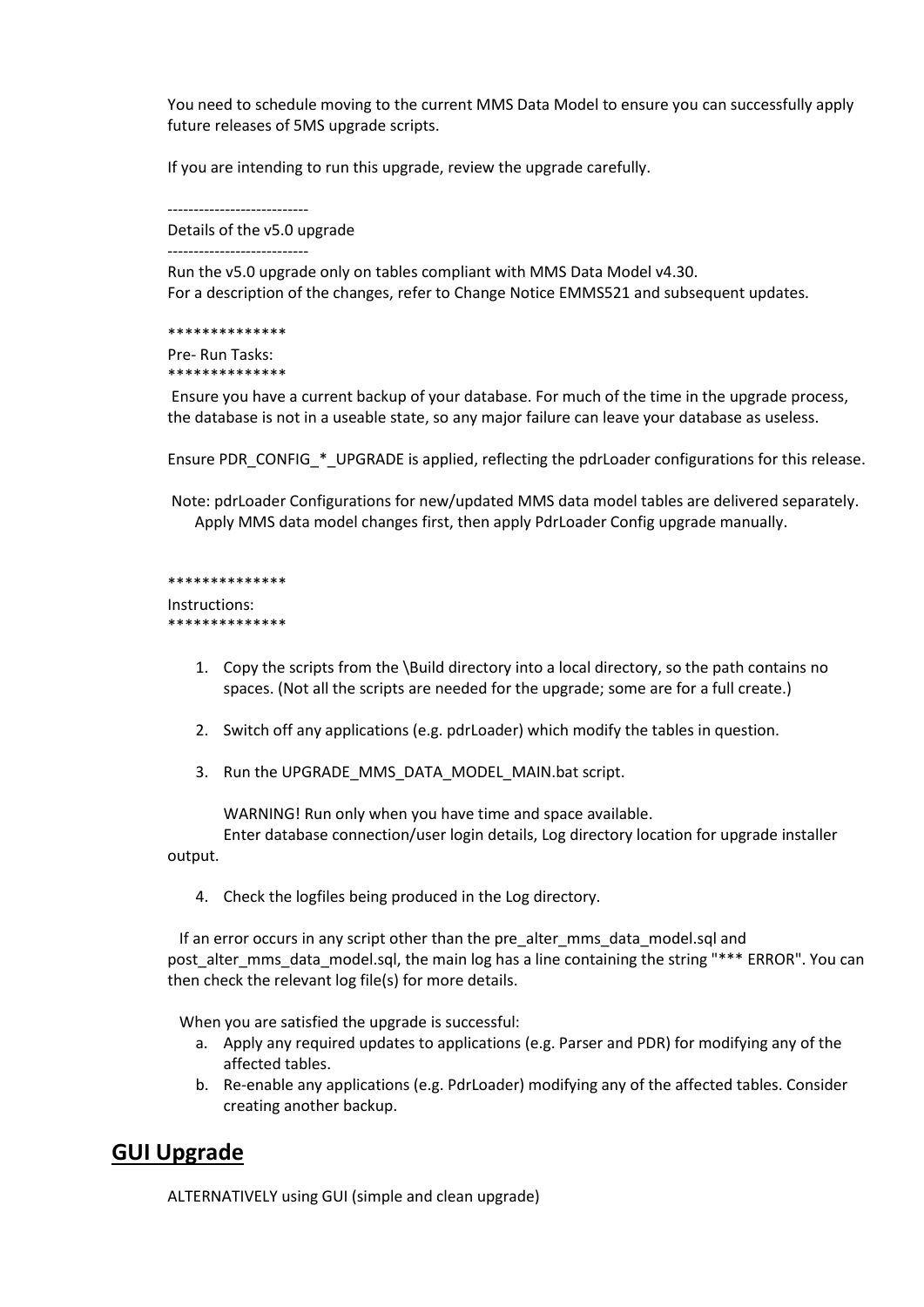You need to schedule moving to the current MMS Data Model to ensure you can successfully apply future releases of 5MS upgrade scripts.

If you are intending to run this upgrade, review the upgrade carefully.

---------------------------
Details of the v5.0 upgrade
---------------------------
Run the v5.0 upgrade only on tables compliant with MMS Data Model v4.30.
For a description of the changes, refer to Change Notice EMMS521 and subsequent updates.

**************
Pre- Run Tasks:
**************
Ensure you have a current backup of your database. For much of the time in the upgrade process, the database is not in a useable state, so any major failure can leave your database as useless.

Ensure PDR_CONFIG_*_UPGRADE is applied, reflecting the pdrLoader configurations for this release.

Note: pdrLoader Configurations for new/updated MMS data model tables are delivered separately. Apply MMS data model changes first, then apply PdrLoader Config upgrade manually.

**************
Instructions:
**************

1. Copy the scripts from the \Build directory into a local directory, so the path contains no spaces. (Not all the scripts are needed for the upgrade; some are for a full create.)

2. Switch off any applications (e.g. pdrLoader) which modify the tables in question.

3. Run the UPGRADE_MMS_DATA_MODEL_MAIN.bat script.

   WARNING! Run only when you have time and space available.
   Enter database connection/user login details, Log directory location for upgrade installer output.

4. Check the logfiles being produced in the Log directory.

If an error occurs in any script other than the pre_alter_mms_data_model.sql and post_alter_mms_data_model.sql, the main log has a line containing the string "*** ERROR". You can then check the relevant log file(s) for more details.

When you are satisfied the upgrade is successful:

a. Apply any required updates to applications (e.g. Parser and PDR) for modifying any of the affected tables.
b. Re-enable any applications (e.g. PdrLoader) modifying any of the affected tables. Consider creating another backup.

## GUI Upgrade

ALTERNATIVELY using GUI (simple and clean upgrade)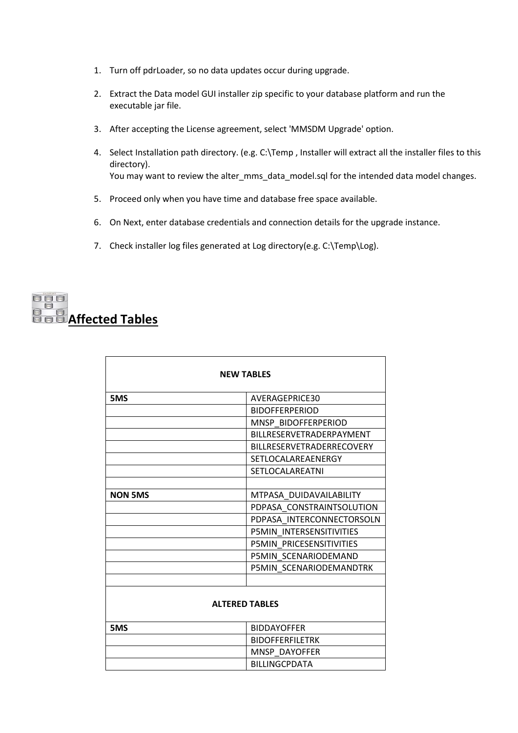1. Turn off pdrLoader, so no data updates occur during upgrade.

2. Extract the Data model GUI installer zip specific to your database platform and run the executable jar file.

3. After accepting the License agreement, select 'MMSDM Upgrade' option.

4. Select Installation path directory. (e.g. C:\Temp , Installer will extract all the installer files to this directory).
   You may want to review the alter_mms_data_model.sql for the intended data model changes.

5. Proceed only when you have time and database free space available.

6. On Next, enter database credentials and connection details for the upgrade instance.

7. Check installer log files generated at Log directory(e.g. C:\Temp\Log).

## Affected Tables

| NEW TABLES | |
|---|---|
| **5MS** | AVERAGEPRICE30 |
| | BIDOFFERPERIOD |
| | MNSP_BIDOFFERPERIOD |
| | BILLRESERVETRADERPAYMENT |
| | BILLRESERVETRADERRECOVERY |
| | SETLOCALAREAENERGY |
| | SETLOCALAREATNI |
| | |
| **NON 5MS** | MTPASA_DUIDAVAILABILITY |
| | PDPASA_CONSTRAINTSOLUTION |
| | PDPASA_INTERCONNECTORSOLN |
| | P5MIN_INTERSENSITIVITIES |
| | P5MIN_PRICESENSITIVITIES |
| | P5MIN_SCENARIODEMAND |
| | P5MIN_SCENARIODEMANDTRK |
| | |
| **ALTERED TABLES** | |
| **5MS** | BIDDAYOFFER |
| | BIDOFFERFILETRK |
| | MNSP_DAYOFFER |
| | BILLINGCPDATA |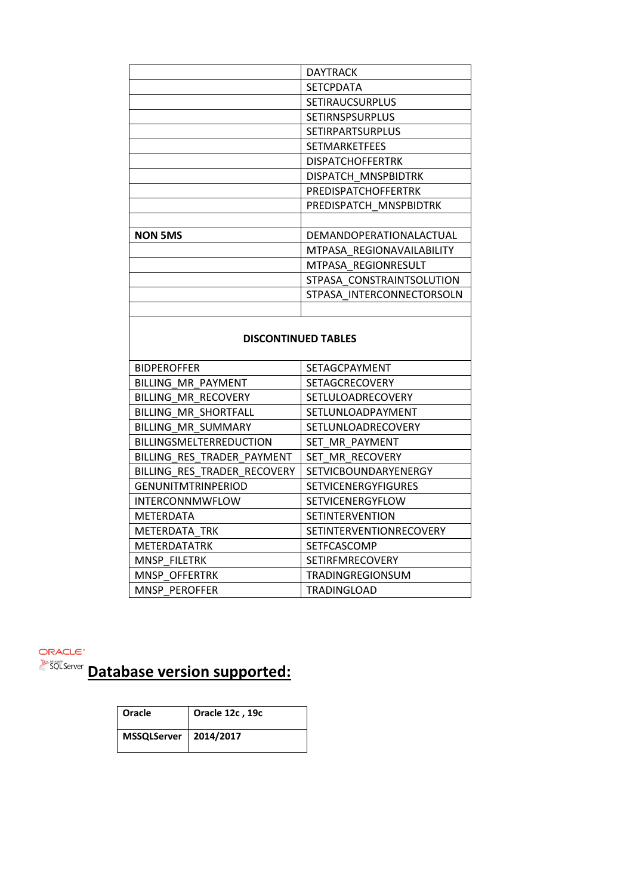| | |
|---|---|
| | DAYTRACK |
| | SETCPDATA |
| | SETIRAUCSURPLUS |
| | SETIRNSPSURPLUS |
| | SETIRPARTSURPLUS |
| | SETMARKETFEES |
| | DISPATCHOFFERTRK |
| | DISPATCH_MNSPBIDTRK |
| | PREDISPATCHOFFERTRK |
| | PREDISPATCH_MNSPBIDTRK |
| | |
| **NON 5MS** | DEMANDOPERATIONALACTUAL |
| | MTPASA_REGIONAVAILABILITY |
| | MTPASA_REGIONRESULT |
| | STPASA_CONSTRAINTSOLUTION |
| | STPASA_INTERCONNECTORSOLN |
| | |
| **DISCONTINUED TABLES** | |
| BIDPEROFFER | SETAGCPAYMENT |
| BILLING_MR_PAYMENT | SETAGCRECOVERY |
| BILLING_MR_RECOVERY | SETLULOADRECOVERY |
| BILLING_MR_SHORTFALL | SETLUNLOADPAYMENT |
| BILLING_MR_SUMMARY | SETLUNLOADRECOVERY |
| BILLINGSMELTERREDUCTION | SET_MR_PAYMENT |
| BILLING_RES_TRADER_PAYMENT | SET_MR_RECOVERY |
| BILLING_RES_TRADER_RECOVERY | SETVICBOUNDARYENERGY |
| GENUNITMTRINPERIOD | SETVICENERGYFIGURES |
| INTERCONNMWFLOW | SETVICENERGYFLOW |
| METERDATA | SETINTERVENTION |
| METERDATA_TRK | SETINTERVENTIONRECOVERY |
| METERDATATRK | SETFCASCOMP |
| MNSP_FILETRK | SETIRFMRECOVERY |
| MNSP_OFFERTRK | TRADINGREGIONSUM |
| MNSP_PEROFFER | TRADINGLOAD |

## Database version supported:

| | |
|---|---|
| **Oracle** | **Oracle 12c , 19c** |
| **MSSQLServer** | **2014/2017** |